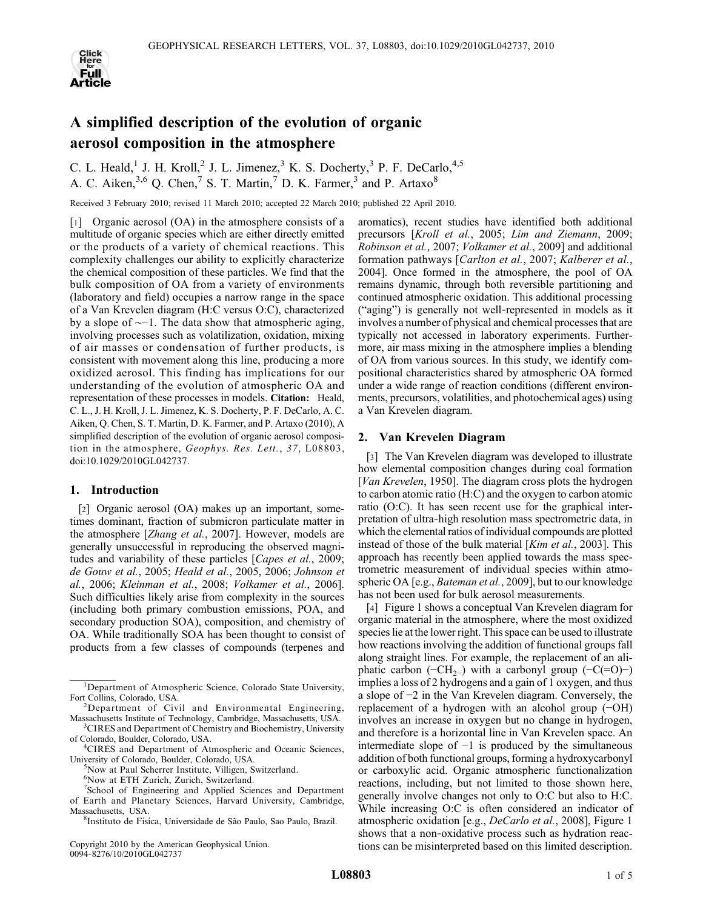# A simplified description of the evolution of organic aerosol composition in the atmosphere

C. L. Heald,[1] J. H. Kroll,[2] J. L. Jimenez,[3] K. S. Docherty,[3] P. F. DeCarlo,[4,5] A. C. Aiken,[3,6] Q. Chen,[7] S. T. Martin,[7] D. K. Farmer,[3] and P. Artaxo[8]

Received 3 February 2010; revised 11 March 2010; accepted 22 March 2010; published 22 April 2010.

[1] Organic aerosol (OA) in the atmosphere consists of a multitude of organic species which are either directly emitted or the products of a variety of chemical reactions. This complexity challenges our ability to explicitly characterize the chemical composition of these particles. We find that the bulk composition of OA from a variety of environments (laboratory and field) occupies a narrow range in the space of a Van Krevelen diagram (H:C versus O:C), characterized by a slope of ~−1. The data show that atmospheric aging, involving processes such as volatilization, oxidation, mixing of air masses or condensation of further products, is consistent with movement along this line, producing a more oxidized aerosol. This finding has implications for our understanding of the evolution of atmospheric OA and representation of these processes in models. **Citation:** Heald, C. L., J. H. Kroll, J. L. Jimenez, K. S. Docherty, P. F. DeCarlo, A. C. Aiken, Q. Chen, S. T. Martin, D. K. Farmer, and P. Artaxo (2010), A simplified description of the evolution of organic aerosol composition in the atmosphere, *Geophys. Res. Lett.*, *37*, L08803, doi:10.1029/2010GL042737.

## 1. Introduction

[2] Organic aerosol (OA) makes up an important, sometimes dominant, fraction of submicron particulate matter in the atmosphere [*Zhang et al.*, 2007]. However, models are generally unsuccessful in reproducing the observed magnitudes and variability of these particles [*Capes et al.*, 2009; *de Gouw et al.*, 2005; *Heald et al.*, 2005, 2006; *Johnson et al.*, 2006; *Kleinman et al.*, 2008; *Volkamer et al.*, 2006]. Such difficulties likely arise from complexity in the sources (including both primary combustion emissions, POA, and secondary production SOA), composition, and chemistry of OA. While traditionally SOA has been thought to consist of products from a few classes of compounds (terpenes and aromatics), recent studies have identified both additional precursors [*Kroll et al.*, 2005; *Lim and Ziemann*, 2009; *Robinson et al.*, 2007; *Volkamer et al.*, 2009] and additional formation pathways [*Carlton et al.*, 2007; *Kalberer et al.*, 2004]. Once formed in the atmosphere, the pool of OA remains dynamic, through both reversible partitioning and continued atmospheric oxidation. This additional processing ("aging") is generally not well-represented in models as it involves a number of physical and chemical processes that are typically not accessed in laboratory experiments. Furthermore, air mass mixing in the atmosphere implies a blending of OA from various sources. In this study, we identify compositional characteristics shared by atmospheric OA formed under a wide range of reaction conditions (different environments, precursors, volatilities, and photochemical ages) using a Van Krevelen diagram.

## 2. Van Krevelen Diagram

[3] The Van Krevelen diagram was developed to illustrate how elemental composition changes during coal formation [*Van Krevelen*, 1950]. The diagram cross plots the hydrogen to carbon atomic ratio (H:C) and the oxygen to carbon atomic ratio (O:C). It has seen recent use for the graphical interpretation of ultra-high resolution mass spectrometric data, in which the elemental ratios of individual compounds are plotted instead of those of the bulk material [*Kim et al.*, 2003]. This approach has recently been applied towards the mass spectrometric measurement of individual species within atmospheric OA [e.g., *Bateman et al.*, 2009], but to our knowledge has not been used for bulk aerosol measurements.

[4] Figure 1 shows a conceptual Van Krevelen diagram for organic material in the atmosphere, where the most oxidized species lie at the lower right. This space can be used to illustrate how reactions involving the addition of functional groups fall along straight lines. For example, the replacement of an aliphatic carbon ($-CH_2-$) with a carbonyl group ($-C(=O)-$) implies a loss of 2 hydrogens and a gain of 1 oxygen, and thus a slope of −2 in the Van Krevelen diagram. Conversely, the replacement of a hydrogen with an alcohol group ($-OH$) involves an increase in oxygen but no change in hydrogen, and therefore is a horizontal line in Van Krevelen space. An intermediate slope of −1 is produced by the simultaneous addition of both functional groups, forming a hydroxycarbonyl or carboxylic acid. Organic atmospheric functionalization reactions, including, but not limited to those shown here, generally involve changes not only to O:C but also to H:C. While increasing O:C is often considered an indicator of atmospheric oxidation [e.g., *DeCarlo et al.*, 2008], Figure 1 shows that a non-oxidative process such as hydration reactions can be misinterpreted based on this limited description.

---

[1] Department of Atmospheric Science, Colorado State University, Fort Collins, Colorado, USA.

[2] Department of Civil and Environmental Engineering, Massachusetts Institute of Technology, Cambridge, Massachusetts, USA.

[3] CIRES and Department of Chemistry and Biochemistry, University of Colorado, Boulder, Colorado, USA.

[4] CIRES and Department of Atmospheric and Oceanic Sciences, University of Colorado, Boulder, Colorado, USA.

[5] Now at Paul Scherrer Institute, Villigen, Switzerland.

[6] Now at ETH Zurich, Zurich, Switzerland.

[7] School of Engineering and Applied Sciences and Department of Earth and Planetary Sciences, Harvard University, Cambridge, Massachusetts, USA.

[8] Instituto de Física, Universidade de São Paulo, Sao Paulo, Brazil.

Copyright 2010 by the American Geophysical Union.
0094-8276/10/2010GL042737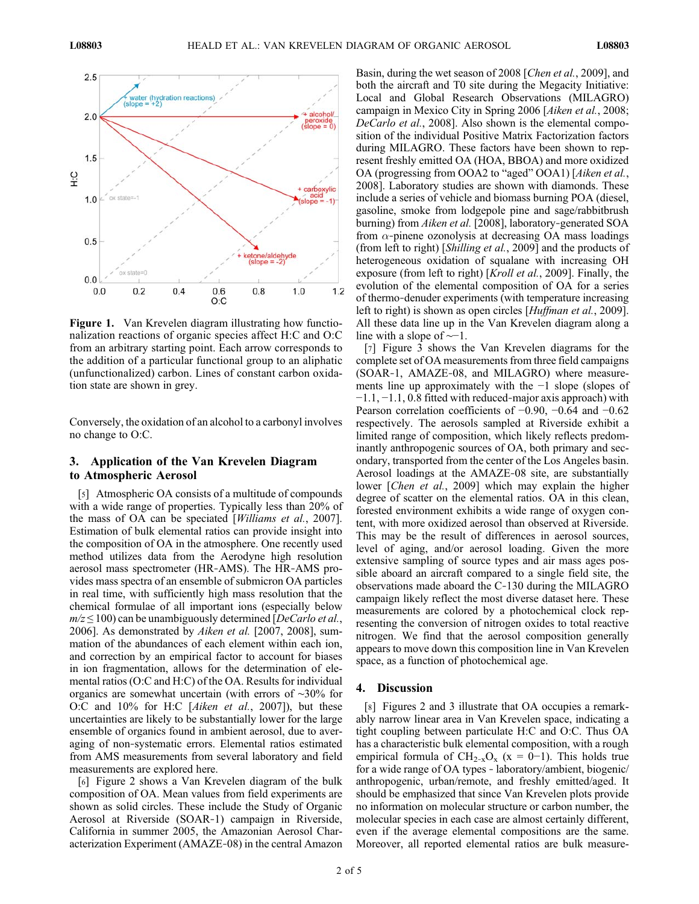Figure 1. Van Krevelen diagram illustrating how functionalization reactions of organic species affect H:C and O:C from an arbitrary starting point. Each arrow corresponds to the addition of a particular functional group to an aliphatic (unfunctionalized) carbon. Lines of constant carbon oxidation state are shown in grey.

Conversely, the oxidation of an alcohol to a carbonyl involves no change to O:C.

## 3. Application of the Van Krevelen Diagram to Atmospheric Aerosol

[5] Atmospheric OA consists of a multitude of compounds with a wide range of properties. Typically less than 20% of the mass of OA can be speciated [*Williams et al.*, 2007]. Estimation of bulk elemental ratios can provide insight into the composition of OA in the atmosphere. One recently used method utilizes data from the Aerodyne high resolution aerosol mass spectrometer (HR-AMS). The HR-AMS provides mass spectra of an ensemble of submicron OA particles in real time, with sufficiently high mass resolution that the chemical formulae of all important ions (especially below $m/z \leq 100$) can be unambiguously determined [*DeCarlo et al.*, 2006]. As demonstrated by *Aiken et al.* [2007, 2008], summation of the abundances of each element within each ion, and correction by an empirical factor to account for biases in ion fragmentation, allows for the determination of elemental ratios (O:C and H:C) of the OA. Results for individual organics are somewhat uncertain (with errors of ~30% for O:C and 10% for H:C [*Aiken et al.*, 2007]), but these uncertainties are likely to be substantially lower for the large ensemble of organics found in ambient aerosol, due to averaging of non-systematic errors. Elemental ratios estimated from AMS measurements from several laboratory and field measurements are explored here.

[6] Figure 2 shows a Van Krevelen diagram of the bulk composition of OA. Mean values from field experiments are shown as solid circles. These include the Study of Organic Aerosol at Riverside (SOAR-1) campaign in Riverside, California in summer 2005, the Amazonian Aerosol Characterization Experiment (AMAZE-08) in the central Amazon Basin, during the wet season of 2008 [*Chen et al.*, 2009], and both the aircraft and T0 site during the Megacity Initiative: Local and Global Research Observations (MILAGRO) campaign in Mexico City in Spring 2006 [*Aiken et al.*, 2008; *DeCarlo et al.*, 2008]. Also shown is the elemental composition of the individual Positive Matrix Factorization factors during MILAGRO. These factors have been shown to represent freshly emitted OA (HOA, BBOA) and more oxidized OA (progressing from OOA2 to "aged" OOA1) [*Aiken et al.*, 2008]. Laboratory studies are shown with diamonds. These include a series of vehicle and biomass burning POA (diesel, gasoline, smoke from lodgepole pine and sage/rabbitbrush burning) from *Aiken et al.* [2008], laboratory-generated SOA from $\alpha$-pinene ozonolysis at decreasing OA mass loadings (from left to right) [*Shilling et al.*, 2009] and the products of heterogeneous oxidation of squalane with increasing OH exposure (from left to right) [*Kroll et al.*, 2009]. Finally, the evolution of the elemental composition of OA for a series of thermo-denuder experiments (with temperature increasing left to right) is shown as open circles [*Huffman et al.*, 2009]. All these data line up in the Van Krevelen diagram along a line with a slope of ~−1.

[7] Figure 3 shows the Van Krevelen diagrams for the complete set of OA measurements from three field campaigns (SOAR-1, AMAZE-08, and MILAGRO) where measurements line up approximately with the −1 slope (slopes of −1.1, −1.1, 0.8 fitted with reduced-major axis approach) with Pearson correlation coefficients of −0.90, −0.64 and −0.62 respectively. The aerosols sampled at Riverside exhibit a limited range of composition, which likely reflects predominantly anthropogenic sources of OA, both primary and secondary, transported from the center of the Los Angeles basin. Aerosol loadings at the AMAZE-08 site, are substantially lower [*Chen et al.*, 2009] which may explain the higher degree of scatter on the elemental ratios. OA in this clean, forested environment exhibits a wide range of oxygen content, with more oxidized aerosol than observed at Riverside. This may be the result of differences in aerosol sources, level of aging, and/or aerosol loading. Given the more extensive sampling of source types and air mass ages possible aboard an aircraft compared to a single field site, the observations made aboard the C-130 during the MILAGRO campaign likely reflect the most diverse dataset here. These measurements are colored by a photochemical clock representing the conversion of nitrogen oxides to total reactive nitrogen. We find that the aerosol composition generally appears to move down this composition line in Van Krevelen space, as a function of photochemical age.

## 4. Discussion

[8] Figures 2 and 3 illustrate that OA occupies a remarkably narrow linear area in Van Krevelen space, indicating a tight coupling between particulate H:C and O:C. Thus OA has a characteristic bulk elemental composition, with a rough empirical formula of $CH_{2-x}O_x$ (x = 0–1). This holds true for a wide range of OA types - laboratory/ambient, biogenic/anthropogenic, urban/remote, and freshly emitted/aged. It should be emphasized that since Van Krevelen plots provide no information on molecular structure or carbon number, the molecular species in each case are almost certainly different, even if the average elemental compositions are the same. Moreover, all reported elemental ratios are bulk measure-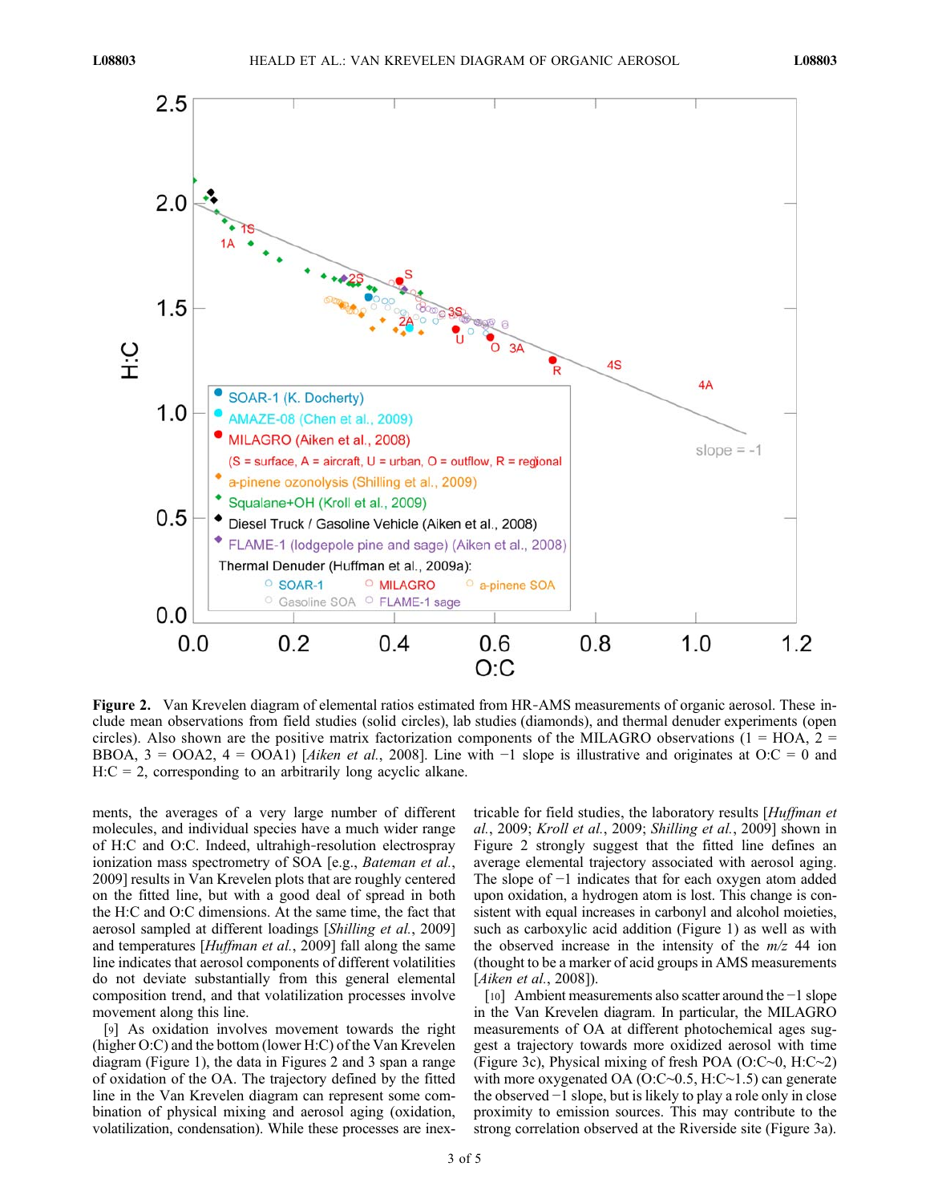**Figure 2.** Van Krevelen diagram of elemental ratios estimated from HR-AMS measurements of organic aerosol. These include mean observations from field studies (solid circles), lab studies (diamonds), and thermal denuder experiments (open circles). Also shown are the positive matrix factorization components of the MILAGRO observations (1 = HOA, 2 = BBOA, 3 = OOA2, 4 = OOA1) [*Aiken et al.*, 2008]. Line with −1 slope is illustrative and originates at O:C = 0 and H:C = 2, corresponding to an arbitrarily long acyclic alkane.

ments, the averages of a very large number of different molecules, and individual species have a much wider range of H:C and O:C. Indeed, ultrahigh-resolution electrospray ionization mass spectrometry of SOA [e.g., *Bateman et al.*, 2009] results in Van Krevelen plots that are roughly centered on the fitted line, but with a good deal of spread in both the H:C and O:C dimensions. At the same time, the fact that aerosol sampled at different loadings [*Shilling et al.*, 2009] and temperatures [*Huffman et al.*, 2009] fall along the same line indicates that aerosol components of different volatilities do not deviate substantially from this general elemental composition trend, and that volatilization processes involve movement along this line.

[9] As oxidation involves movement towards the right (higher O:C) and the bottom (lower H:C) of the Van Krevelen diagram (Figure 1), the data in Figures 2 and 3 span a range of oxidation of the OA. The trajectory defined by the fitted line in the Van Krevelen diagram can represent some combination of physical mixing and aerosol aging (oxidation, volatilization, condensation). While these processes are inextricable for field studies, the laboratory results [*Huffman et al.*, 2009; *Kroll et al.*, 2009; *Shilling et al.*, 2009] shown in Figure 2 strongly suggest that the fitted line defines an average elemental trajectory associated with aerosol aging. The slope of −1 indicates that for each oxygen atom added upon oxidation, a hydrogen atom is lost. This change is consistent with equal increases in carbonyl and alcohol moieties, such as carboxylic acid addition (Figure 1) as well as with the observed increase in the intensity of the *m/z* 44 ion (thought to be a marker of acid groups in AMS measurements [*Aiken et al.*, 2008]).

[10] Ambient measurements also scatter around the −1 slope in the Van Krevelen diagram. In particular, the MILAGRO measurements of OA at different photochemical ages suggest a trajectory towards more oxidized aerosol with time (Figure 3c), Physical mixing of fresh POA (O:C~0, H:C~2) with more oxygenated OA (O:C~0.5, H:C~1.5) can generate the observed −1 slope, but is likely to play a role only in close proximity to emission sources. This may contribute to the strong correlation observed at the Riverside site (Figure 3a).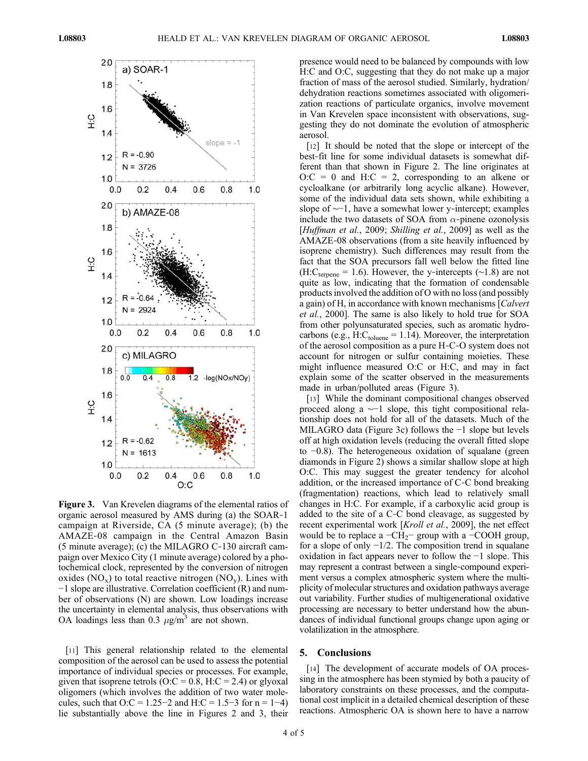**Figure 3.** Van Krevelen diagrams of the elemental ratios of organic aerosol measured by AMS during (a) the SOAR-1 campaign at Riverside, CA (5 minute average); (b) the AMAZE-08 campaign in the Central Amazon Basin (5 minute average); (c) the MILAGRO C-130 aircraft campaign over Mexico City (1 minute average) colored by a photochemical clock, represented by the conversion of nitrogen oxides ($NO_x$) to total reactive nitrogen ($NO_y$). Lines with −1 slope are illustrative. Correlation coefficient (R) and number of observations (N) are shown. Low loadings increase the uncertainty in elemental analysis, thus observations with OA loadings less than 0.3 $\mu g/m^3$ are not shown.

[11] This general relationship related to the elemental composition of the aerosol can be used to assess the potential importance of individual species or processes. For example, given that isoprene tetrols (O:C = 0.8, H:C = 2.4) or glyoxal oligomers (which involves the addition of two water molecules, such that O:C = 1.25−2 and H:C = 1.5−3 for n = 1−4) lie substantially above the line in Figures 2 and 3, their presence would need to be balanced by compounds with low H:C and O:C, suggesting that they do not make up a major fraction of mass of the aerosol studied. Similarly, hydration/dehydration reactions sometimes associated with oligomerization reactions of particulate organics, involve movement in Van Krevelen space inconsistent with observations, suggesting they do not dominate the evolution of atmospheric aerosol.

[12] It should be noted that the slope or intercept of the best-fit line for some individual datasets is somewhat different than that shown in Figure 2. The line originates at O:C = 0 and H:C = 2, corresponding to an alkene or cycloalkane (or arbitrarily long acyclic alkane). However, some of the individual data sets shown, while exhibiting a slope of ∼−1, have a somewhat lower y-intercept; examples include the two datasets of SOA from $\alpha$-pinene ozonolysis [*Huffman et al.*, 2009; *Shilling et al.*, 2009] as well as the AMAZE-08 observations (from a site heavily influenced by isoprene chemistry). Such differences may result from the fact that the SOA precursors fall well below the fitted line ($H{:}C_{terpene}$ = 1.6). However, the y-intercepts (∼1.8) are not quite as low, indicating that the formation of condensable products involved the addition of O with no loss (and possibly a gain) of H, in accordance with known mechanisms [*Calvert et al.*, 2000]. The same is also likely to hold true for SOA from other polyunsaturated species, such as aromatic hydrocarbons (e.g., $H{:}C_{toluene}$ = 1.14). Moreover, the interpretation of the aerosol composition as a pure H-C-O system does not account for nitrogen or sulfur containing moieties. These might influence measured O:C or H:C, and may in fact explain some of the scatter observed in the measurements made in urban/polluted areas (Figure 3).

[13] While the dominant compositional changes observed proceed along a ∼−1 slope, this tight compositional relationship does not hold for all of the datasets. Much of the MILAGRO data (Figure 3c) follows the −1 slope but levels off at high oxidation levels (reducing the overall fitted slope to −0.8). The heterogeneous oxidation of squalane (green diamonds in Figure 2) shows a similar shallow slope at high O:C. This may suggest the greater tendency for alcohol addition, or the increased importance of C-C bond breaking (fragmentation) reactions, which lead to relatively small changes in H:C. For example, if a carboxylic acid group is added to the site of a C-C bond cleavage, as suggested by recent experimental work [*Kroll et al.*, 2009], the net effect would be to replace a $-CH_2-$ group with a $-COOH$ group, for a slope of only −1/2. The composition trend in squalane oxidation in fact appears never to follow the −1 slope. This may represent a contrast between a single-compound experiment versus a complex atmospheric system where the multiplicity of molecular structures and oxidation pathways average out variability. Further studies of multigenerational oxidative processing are necessary to better understand how the abundances of individual functional groups change upon aging or volatilization in the atmosphere.

## 5. Conclusions

[14] The development of accurate models of OA processing in the atmosphere has been stymied by both a paucity of laboratory constraints on these processes, and the computational cost implicit in a detailed chemical description of these reactions. Atmospheric OA is shown here to have a narrow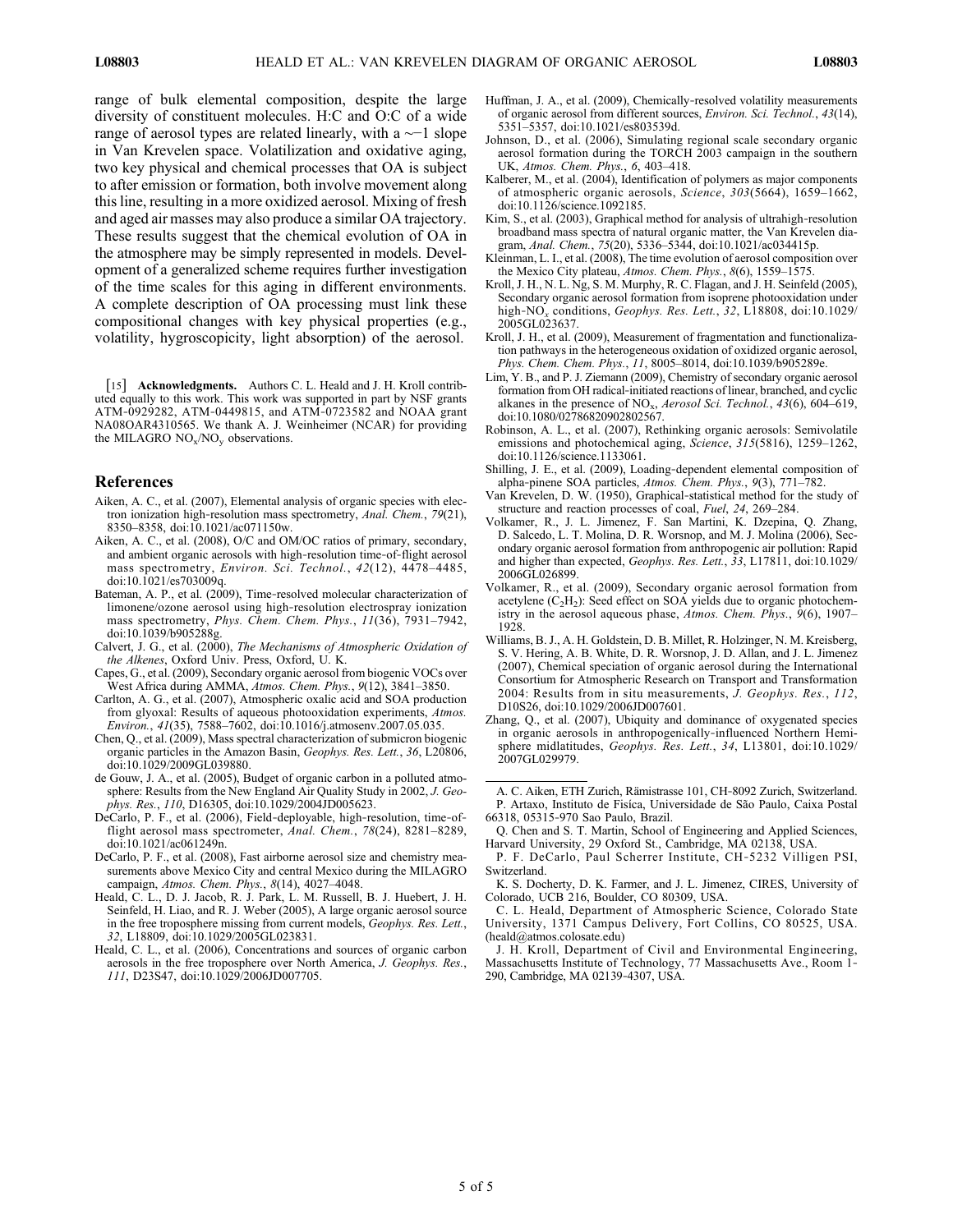range of bulk elemental composition, despite the large diversity of constituent molecules. H:C and O:C of a wide range of aerosol types are related linearly, with a $\sim -1$ slope in Van Krevelen space. Volatilization and oxidative aging, two key physical and chemical processes that OA is subject to after emission or formation, both involve movement along this line, resulting in a more oxidized aerosol. Mixing of fresh and aged air masses may also produce a similar OA trajectory. These results suggest that the chemical evolution of OA in the atmosphere may be simply represented in models. Development of a generalized scheme requires further investigation of the time scales for this aging in different environments. A complete description of OA processing must link these compositional changes with key physical properties (e.g., volatility, hygroscopicity, light absorption) of the aerosol.

[15] **Acknowledgments.** Authors C. L. Heald and J. H. Kroll contributed equally to this work. This work was supported in part by NSF grants ATM-0929282, ATM-0449815, and ATM-0723582 and NOAA grant NA08OAR4310565. We thank A. J. Weinheimer (NCAR) for providing the MILAGRO $NO_x/NO_y$ observations.

## References

Aiken, A. C., et al. (2007), Elemental analysis of organic species with electron ionization high-resolution mass spectrometry, *Anal. Chem.*, *79*(21), 8350–8358, doi:10.1021/ac071150w.

Aiken, A. C., et al. (2008), O/C and OM/OC ratios of primary, secondary, and ambient organic aerosols with high-resolution time-of-flight aerosol mass spectrometry, *Environ. Sci. Technol.*, *42*(12), 4478–4485, doi:10.1021/es703009q.

Bateman, A. P., et al. (2009), Time-resolved molecular characterization of limonene/ozone aerosol using high-resolution electrospray ionization mass spectrometry, *Phys. Chem. Chem. Phys.*, *11*(36), 7931–7942, doi:10.1039/b905288g.

Calvert, J. G., et al. (2000), *The Mechanisms of Atmospheric Oxidation of the Alkenes*, Oxford Univ. Press, Oxford, U. K.

Capes, G., et al. (2009), Secondary organic aerosol from biogenic VOCs over West Africa during AMMA, *Atmos. Chem. Phys.*, *9*(12), 3841–3850.

Carlton, A. G., et al. (2007), Atmospheric oxalic acid and SOA production from glyoxal: Results of aqueous photooxidation experiments, *Atmos. Environ.*, *41*(35), 7588–7602, doi:10.1016/j.atmosenv.2007.05.035.

Chen, Q., et al. (2009), Mass spectral characterization of submicron biogenic organic particles in the Amazon Basin, *Geophys. Res. Lett.*, *36*, L20806, doi:10.1029/2009GL039880.

de Gouw, J. A., et al. (2005), Budget of organic carbon in a polluted atmosphere: Results from the New England Air Quality Study in 2002, *J. Geophys. Res.*, *110*, D16305, doi:10.1029/2004JD005623.

DeCarlo, P. F., et al. (2006), Field-deployable, high-resolution, time-of-flight aerosol mass spectrometer, *Anal. Chem.*, *78*(24), 8281–8289, doi:10.1021/ac061249n.

DeCarlo, P. F., et al. (2008), Fast airborne aerosol size and chemistry measurements above Mexico City and central Mexico during the MILAGRO campaign, *Atmos. Chem. Phys.*, *8*(14), 4027–4048.

Heald, C. L., D. J. Jacob, R. J. Park, L. M. Russell, B. J. Huebert, J. H. Seinfeld, H. Liao, and R. J. Weber (2005), A large organic aerosol source in the free troposphere missing from current models, *Geophys. Res. Lett.*, *32*, L18809, doi:10.1029/2005GL023831.

Heald, C. L., et al. (2006), Concentrations and sources of organic carbon aerosols in the free troposphere over North America, *J. Geophys. Res.*, *111*, D23S47, doi:10.1029/2006JD007705.

Huffman, J. A., et al. (2009), Chemically-resolved volatility measurements of organic aerosol from different sources, *Environ. Sci. Technol.*, *43*(14), 5351–5357, doi:10.1021/es803539d.

Johnson, D., et al. (2006), Simulating regional scale secondary organic aerosol formation during the TORCH 2003 campaign in the southern UK, *Atmos. Chem. Phys.*, *6*, 403–418.

Kalberer, M., et al. (2004), Identification of polymers as major components of atmospheric organic aerosols, *Science*, *303*(5664), 1659–1662, doi:10.1126/science.1092185.

Kim, S., et al. (2003), Graphical method for analysis of ultrahigh-resolution broadband mass spectra of natural organic matter, the Van Krevelen diagram, *Anal. Chem.*, *75*(20), 5336–5344, doi:10.1021/ac034415p.

Kleinman, L. I., et al. (2008), The time evolution of aerosol composition over the Mexico City plateau, *Atmos. Chem. Phys.*, *8*(6), 1559–1575.

Kroll, J. H., N. L. Ng, S. M. Murphy, R. C. Flagan, and J. H. Seinfeld (2005), Secondary organic aerosol formation from isoprene photooxidation under high-$NO_x$ conditions, *Geophys. Res. Lett.*, *32*, L18808, doi:10.1029/2005GL023637.

Kroll, J. H., et al. (2009), Measurement of fragmentation and functionalization pathways in the heterogeneous oxidation of oxidized organic aerosol, *Phys. Chem. Chem. Phys.*, *11*, 8005–8014, doi:10.1039/b905289e.

Lim, Y. B., and P. J. Ziemann (2009), Chemistry of secondary organic aerosol formation from OH radical-initiated reactions of linear, branched, and cyclic alkanes in the presence of $NO_x$, *Aerosol Sci. Technol.*, *43*(6), 604–619, doi:10.1080/02786820902802567.

Robinson, A. L., et al. (2007), Rethinking organic aerosols: Semivolatile emissions and photochemical aging, *Science*, *315*(5816), 1259–1262, doi:10.1126/science.1133061.

Shilling, J. E., et al. (2009), Loading-dependent elemental composition of alpha-pinene SOA particles, *Atmos. Chem. Phys.*, *9*(3), 771–782.

Van Krevelen, D. W. (1950), Graphical-statistical method for the study of structure and reaction processes of coal, *Fuel*, *24*, 269–284.

Volkamer, R., J. L. Jimenez, F. San Martini, K. Dzepina, Q. Zhang, D. Salcedo, L. T. Molina, D. R. Worsnop, and M. J. Molina (2006), Secondary organic aerosol formation from anthropogenic air pollution: Rapid and higher than expected, *Geophys. Res. Lett.*, *33*, L17811, doi:10.1029/2006GL026899.

Volkamer, R., et al. (2009), Secondary organic aerosol formation from acetylene ($C_2H_2$): Seed effect on SOA yields due to organic photochemistry in the aerosol aqueous phase, *Atmos. Chem. Phys.*, *9*(6), 1907–1928.

Williams, B. J., A. H. Goldstein, D. B. Millet, R. Holzinger, N. M. Kreisberg, S. V. Hering, A. B. White, D. R. Worsnop, J. D. Allan, and J. L. Jimenez (2007), Chemical speciation of organic aerosol during the International Consortium for Atmospheric Research on Transport and Transformation 2004: Results from in situ measurements, *J. Geophys. Res.*, *112*, D10S26, doi:10.1029/2006JD007601.

Zhang, Q., et al. (2007), Ubiquity and dominance of oxygenated species in organic aerosols in anthropogenically-influenced Northern Hemisphere midlatitudes, *Geophys. Res. Lett.*, *34*, L13801, doi:10.1029/2007GL029979.

---

A. C. Aiken, ETH Zurich, Rämistrasse 101, CH-8092 Zurich, Switzerland.

P. Artaxo, Instituto de Fisíca, Universidade de São Paulo, Caixa Postal 66318, 05315-970 Sao Paulo, Brazil.

Q. Chen and S. T. Martin, School of Engineering and Applied Sciences, Harvard University, 29 Oxford St., Cambridge, MA 02138, USA.

P. F. DeCarlo, Paul Scherrer Institute, CH-5232 Villigen PSI, Switzerland.

K. S. Docherty, D. K. Farmer, and J. L. Jimenez, CIRES, University of Colorado, UCB 216, Boulder, CO 80309, USA.

C. L. Heald, Department of Atmospheric Science, Colorado State University, 1371 Campus Delivery, Fort Collins, CO 80525, USA. (heald@atmos.colosate.edu)

J. H. Kroll, Department of Civil and Environmental Engineering, Massachusetts Institute of Technology, 77 Massachusetts Ave., Room 1-290, Cambridge, MA 02139-4307, USA.